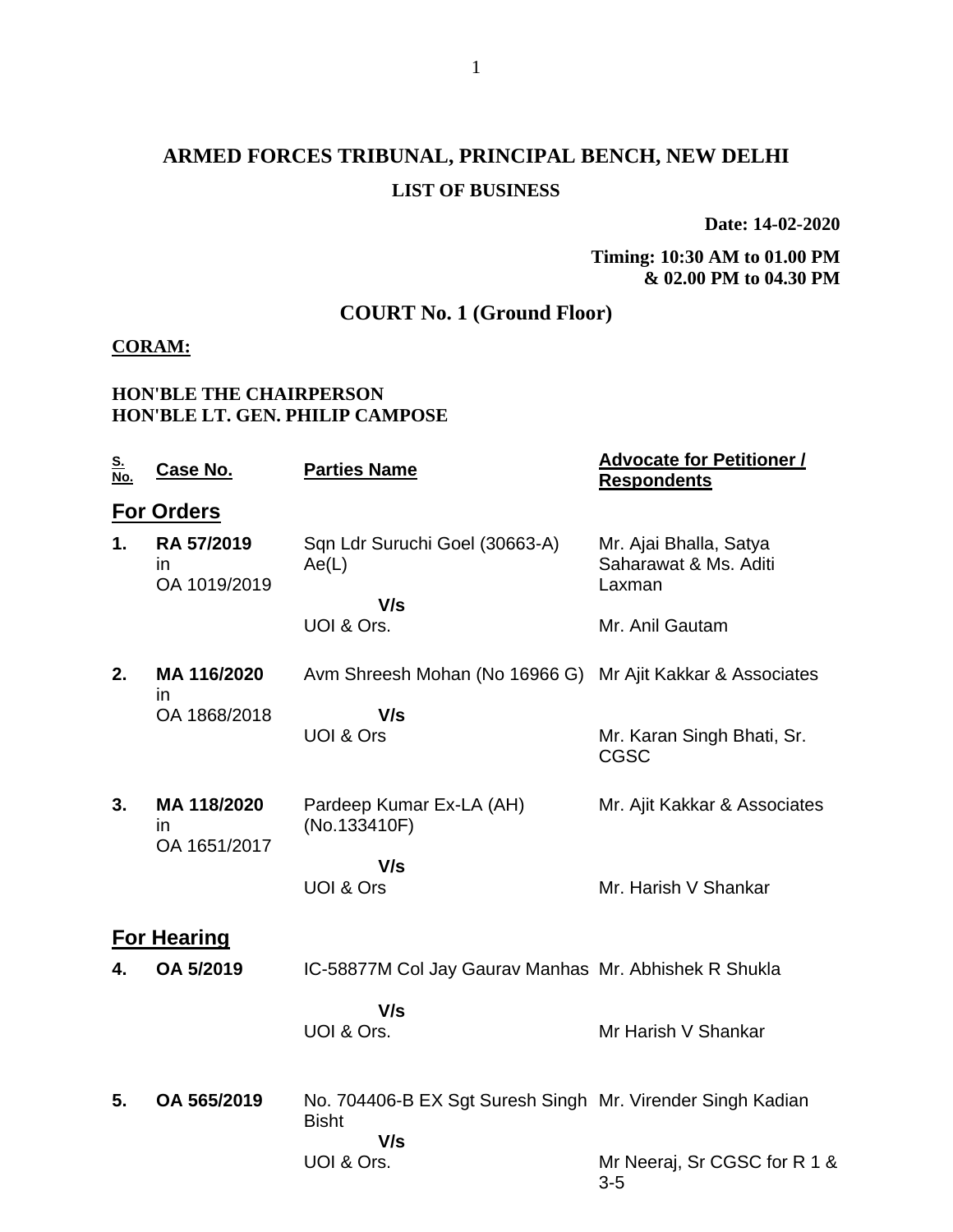# ARMED FORCES TRIBUNAL, PRINCIPAL BENCH, NEW DELHI

## LIST OF BUSINESS

**Date: 14-02-2020**

**Timing: 10:30 AM to 01.00 PM & 02.00 PM to 04.30 PM**

## COURT No. 1 (Ground Floor)

**CORAM:**

**HON'BLE THE CHAIRPERSON**
**HON'BLE LT. GEN. PHILIP CAMPOSE**

| S. No. | Case No. | Parties Name | Advocate for Petitioner / Respondents |
|---|---|---|---|
| **For Orders** | | | |
| **1.** | **RA 57/2019** in OA 1019/2019 | Sqn Ldr Suruchi Goel (30663-A) Ae(L) V/s UOI & Ors. | Mr. Ajai Bhalla, Satya Saharawat & Ms. Aditi Laxman / Mr. Anil Gautam |
| **2.** | **MA 116/2020** in OA 1868/2018 | Avm Shreesh Mohan (No 16966 G) V/s UOI & Ors | Mr Ajit Kakkar & Associates / Mr. Karan Singh Bhati, Sr. CGSC |
| **3.** | **MA 118/2020** in OA 1651/2017 | Pardeep Kumar Ex-LA (AH) (No.133410F) V/s UOI & Ors | Mr. Ajit Kakkar & Associates / Mr. Harish V Shankar |
| **For Hearing** | | | |
| **4.** | **OA 5/2019** | IC-58877M Col Jay Gaurav Manhas V/s UOI & Ors. | Mr. Abhishek R Shukla / Mr Harish V Shankar |
| **5.** | **OA 565/2019** | No. 704406-B EX Sgt Suresh Singh Bisht V/s UOI & Ors. | Mr. Virender Singh Kadian / Mr Neeraj, Sr CGSC for R 1 & 3-5 |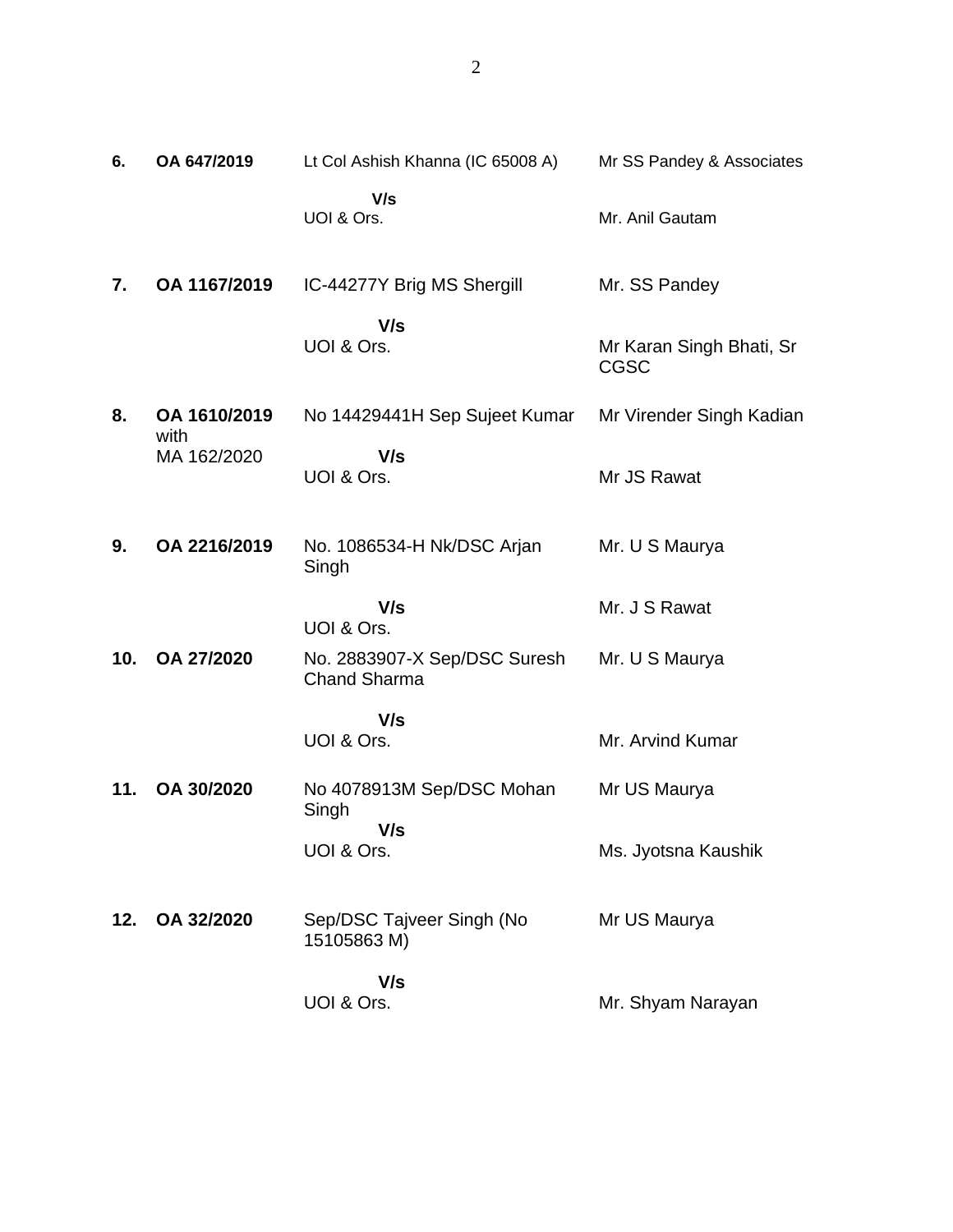| | | | |
|---|---|---|---|
| **6.** | **OA 647/2019** | Lt Col Ashish Khanna (IC 65008 A)<br>**V/s**<br>UOI & Ors. | Mr SS Pandey & Associates<br><br>Mr. Anil Gautam |
| **7.** | **OA 1167/2019** | IC-44277Y Brig MS Shergill<br>**V/s**<br>UOI & Ors. | Mr. SS Pandey<br><br>Mr Karan Singh Bhati, Sr CGSC |
| **8.** | **OA 1610/2019** with MA 162/2020 | No 14429441H Sep Sujeet Kumar<br>**V/s**<br>UOI & Ors. | Mr Virender Singh Kadian<br><br>Mr JS Rawat |
| **9.** | **OA 2216/2019** | No. 1086534-H Nk/DSC Arjan Singh<br>**V/s**<br>UOI & Ors. | Mr. U S Maurya<br><br>Mr. J S Rawat |
| **10.** | **OA 27/2020** | No. 2883907-X Sep/DSC Suresh Chand Sharma<br>**V/s**<br>UOI & Ors. | Mr. U S Maurya<br><br>Mr. Arvind Kumar |
| **11.** | **OA 30/2020** | No 4078913M Sep/DSC Mohan Singh<br>**V/s**<br>UOI & Ors. | Mr US Maurya<br><br>Ms. Jyotsna Kaushik |
| **12.** | **OA 32/2020** | Sep/DSC Tajveer Singh (No 15105863 M)<br>**V/s**<br>UOI & Ors. | Mr US Maurya<br><br>Mr. Shyam Narayan |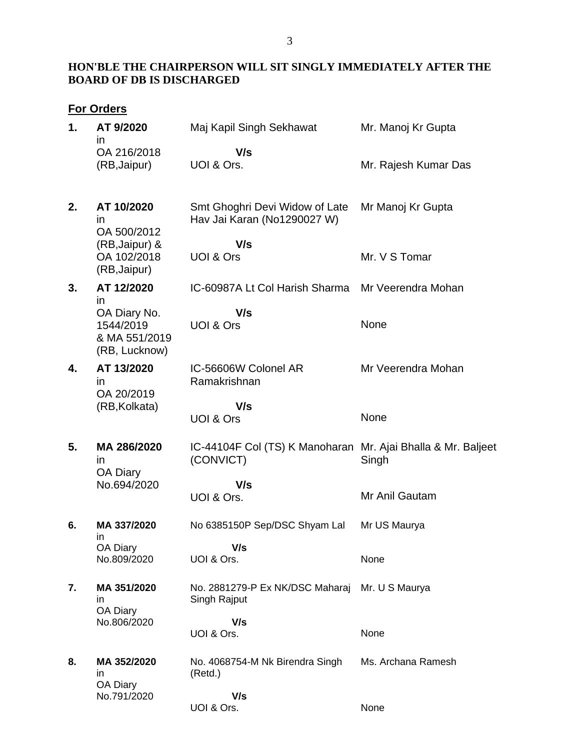**HON'BLE THE CHAIRPERSON WILL SIT SINGLY IMMEDIATELY AFTER THE BOARD OF DB IS DISCHARGED**

**For Orders**

| | | | |
|---|---|---|---|
| **1.** | **AT 9/2020** in OA 216/2018 (RB,Jaipur) | Maj Kapil Singh Sekhawat **V/s** UOI & Ors. | Mr. Manoj Kr Gupta<br><br>Mr. Rajesh Kumar Das |
| **2.** | **AT 10/2020** in OA 500/2012 (RB,Jaipur) & OA 102/2018 (RB,Jaipur) | Smt Ghoghri Devi Widow of Late Hav Jai Karan (No1290027 W) **V/s** UOI & Ors | Mr Manoj Kr Gupta<br><br>Mr. V S Tomar |
| **3.** | **AT 12/2020** in OA Diary No. 1544/2019 & MA 551/2019 (RB, Lucknow) | IC-60987A Lt Col Harish Sharma **V/s** UOI & Ors | Mr Veerendra Mohan<br><br>None |
| **4.** | **AT 13/2020** in OA 20/2019 (RB,Kolkata) | IC-56606W Colonel AR Ramakrishnan **V/s** UOI & Ors | Mr Veerendra Mohan<br><br>None |
| **5.** | **MA 286/2020** in OA Diary No.694/2020 | IC-44104F Col (TS) K Manoharan (CONVICT) **V/s** UOI & Ors. | Mr. Ajai Bhalla & Mr. Baljeet Singh<br><br>Mr Anil Gautam |
| **6.** | **MA 337/2020** in OA Diary No.809/2020 | No 6385150P Sep/DSC Shyam Lal **V/s** UOI & Ors. | Mr US Maurya<br><br>None |
| **7.** | **MA 351/2020** in OA Diary No.806/2020 | No. 2881279-P Ex NK/DSC Maharaj Singh Rajput **V/s** UOI & Ors. | Mr. U S Maurya<br><br>None |
| **8.** | **MA 352/2020** in OA Diary No.791/2020 | No. 4068754-M Nk Birendra Singh (Retd.) **V/s** UOI & Ors. | Ms. Archana Ramesh<br><br>None |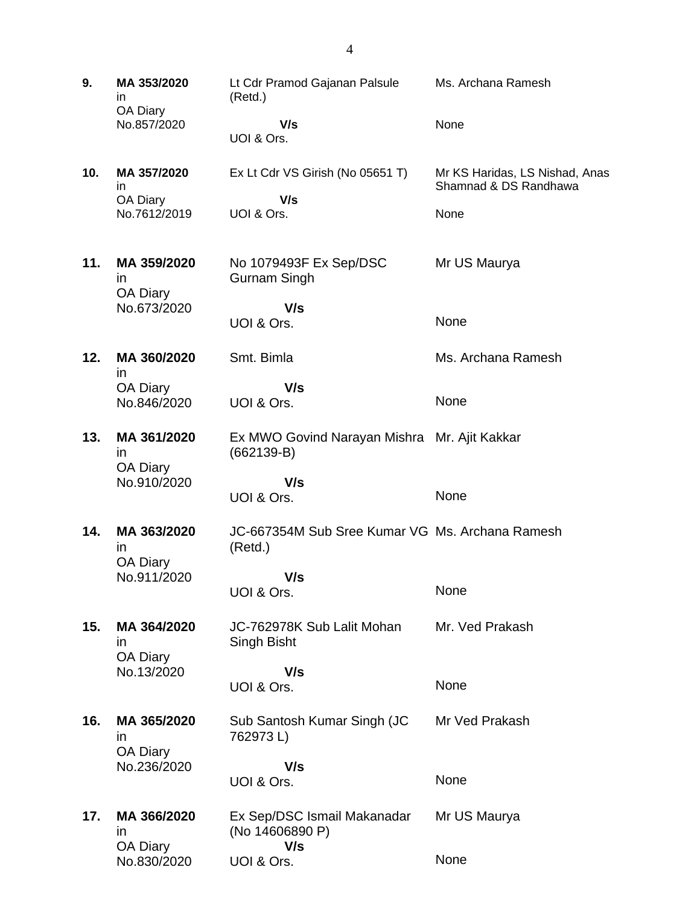| | | | |
|---|---|---|---|
| **9.** | **MA 353/2020** in OA Diary No.857/2020 | Lt Cdr Pramod Gajanan Palsule (Retd.) **V/s** UOI & Ors. | Ms. Archana Ramesh<br><br>None |
| **10.** | **MA 357/2020** in OA Diary No.7612/2019 | Ex Lt Cdr VS Girish (No 05651 T) **V/s** UOI & Ors. | Mr KS Haridas, LS Nishad, Anas Shamnad & DS Randhawa<br><br>None |
| **11.** | **MA 359/2020** in OA Diary No.673/2020 | No 1079493F Ex Sep/DSC Gurnam Singh **V/s** UOI & Ors. | Mr US Maurya<br><br>None |
| **12.** | **MA 360/2020** in OA Diary No.846/2020 | Smt. Bimla **V/s** UOI & Ors. | Ms. Archana Ramesh<br><br>None |
| **13.** | **MA 361/2020** in OA Diary No.910/2020 | Ex MWO Govind Narayan Mishra (662139-B) **V/s** UOI & Ors. | Mr. Ajit Kakkar<br><br>None |
| **14.** | **MA 363/2020** in OA Diary No.911/2020 | JC-667354M Sub Sree Kumar VG (Retd.) **V/s** UOI & Ors. | Ms. Archana Ramesh<br><br>None |
| **15.** | **MA 364/2020** in OA Diary No.13/2020 | JC-762978K Sub Lalit Mohan Singh Bisht **V/s** UOI & Ors. | Mr. Ved Prakash<br><br>None |
| **16.** | **MA 365/2020** in OA Diary No.236/2020 | Sub Santosh Kumar Singh (JC 762973 L) **V/s** UOI & Ors. | Mr Ved Prakash<br><br>None |
| **17.** | **MA 366/2020** in OA Diary No.830/2020 | Ex Sep/DSC Ismail Makanadar (No 14606890 P) **V/s** UOI & Ors. | Mr US Maurya<br><br>None |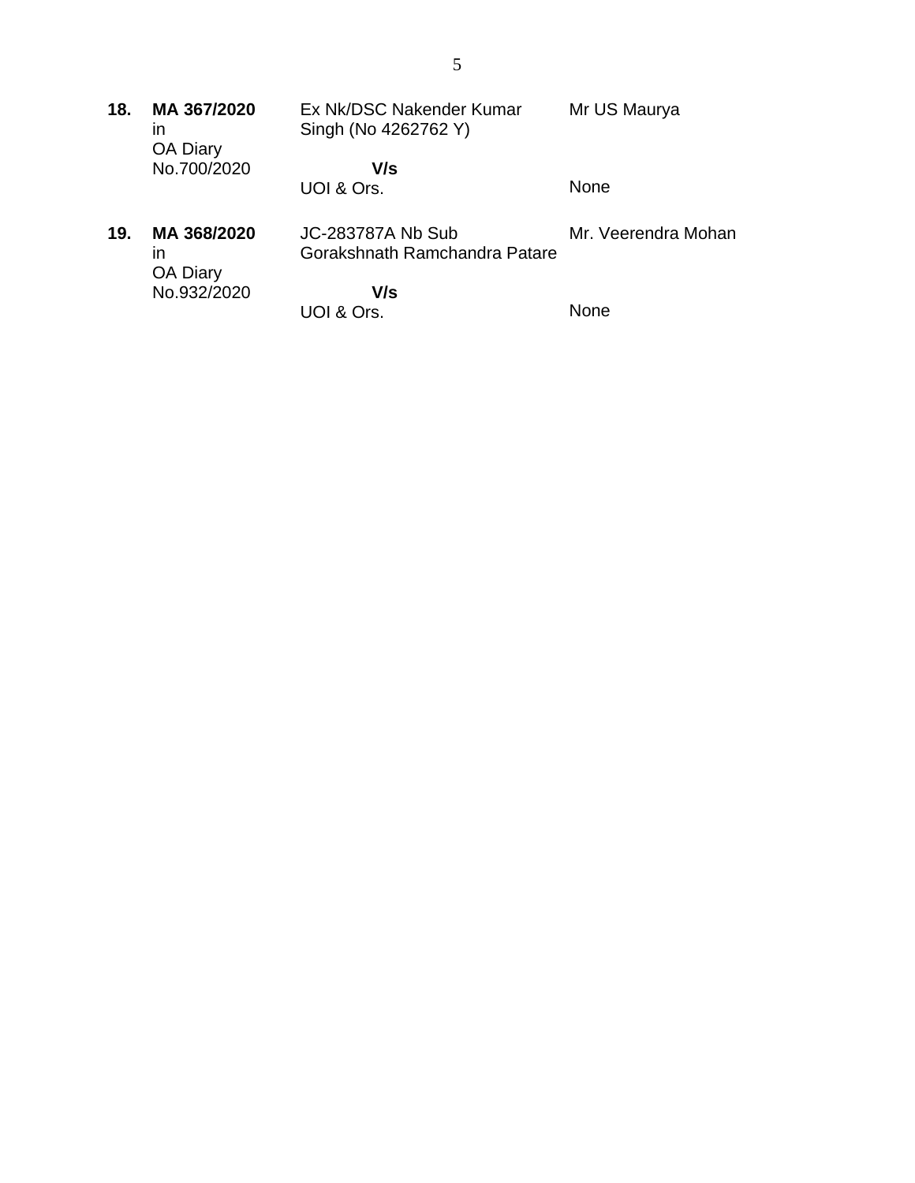| | | | |
|---|---|---|---|
| **18.** | **MA 367/2020** in OA Diary No.700/2020 | Ex Nk/DSC Nakender Kumar Singh (No 4262762 Y) **V/s** UOI & Ors. | Mr US Maurya<br><br>None |
| **19.** | **MA 368/2020** in OA Diary No.932/2020 | JC-283787A Nb Sub Gorakshnath Ramchandra Patare **V/s** UOI & Ors. | Mr. Veerendra Mohan<br><br>None |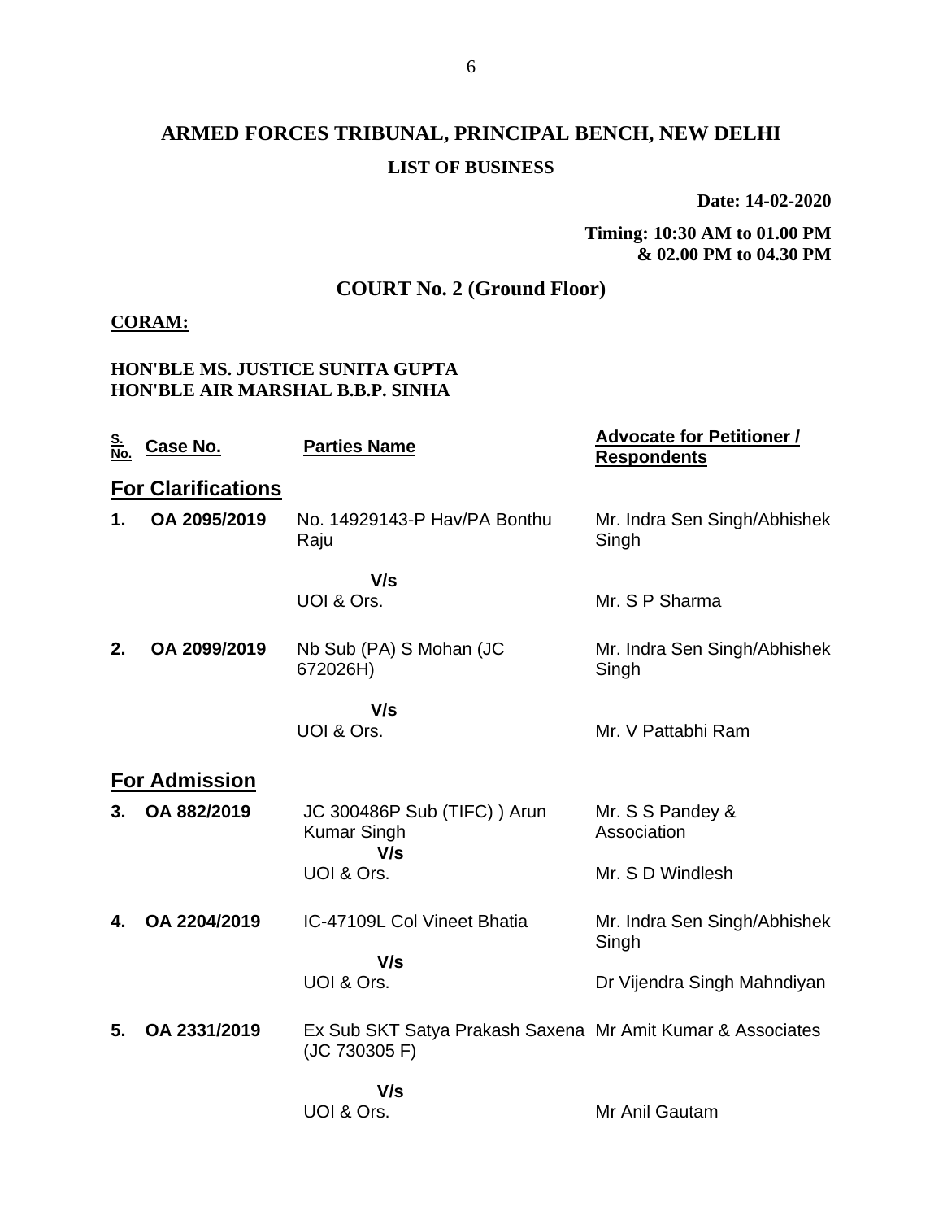# ARMED FORCES TRIBUNAL, PRINCIPAL BENCH, NEW DELHI

**LIST OF BUSINESS**

**Date: 14-02-2020**

**Timing: 10:30 AM to 01.00 PM & 02.00 PM to 04.30 PM**

## COURT No. 2 (Ground Floor)

**CORAM:**

**HON'BLE MS. JUSTICE SUNITA GUPTA**
**HON'BLE AIR MARSHAL B.B.P. SINHA**

| S. No. | Case No. | Parties Name | Advocate for Petitioner / Respondents |
|---|---|---|---|
| **For Clarifications** | | | |
| **1.** | **OA 2095/2019** | No. 14929143-P Hav/PA Bonthu Raju | Mr. Indra Sen Singh/Abhishek Singh |
| | | **V/s** | |
| | | UOI & Ors. | Mr. S P Sharma |
| **2.** | **OA 2099/2019** | Nb Sub (PA) S Mohan (JC 672026H) | Mr. Indra Sen Singh/Abhishek Singh |
| | | **V/s** | |
| | | UOI & Ors. | Mr. V Pattabhi Ram |
| **For Admission** | | | |
| **3.** | **OA 882/2019** | JC 300486P Sub (TIFC) ) Arun Kumar Singh | Mr. S S Pandey & Association |
| | | **V/s** | |
| | | UOI & Ors. | Mr. S D Windlesh |
| **4.** | **OA 2204/2019** | IC-47109L Col Vineet Bhatia | Mr. Indra Sen Singh/Abhishek Singh |
| | | **V/s** | |
| | | UOI & Ors. | Dr Vijendra Singh Mahndiyan |
| **5.** | **OA 2331/2019** | Ex Sub SKT Satya Prakash Saxena (JC 730305 F) | Mr Amit Kumar & Associates |
| | | **V/s** | |
| | | UOI & Ors. | Mr Anil Gautam |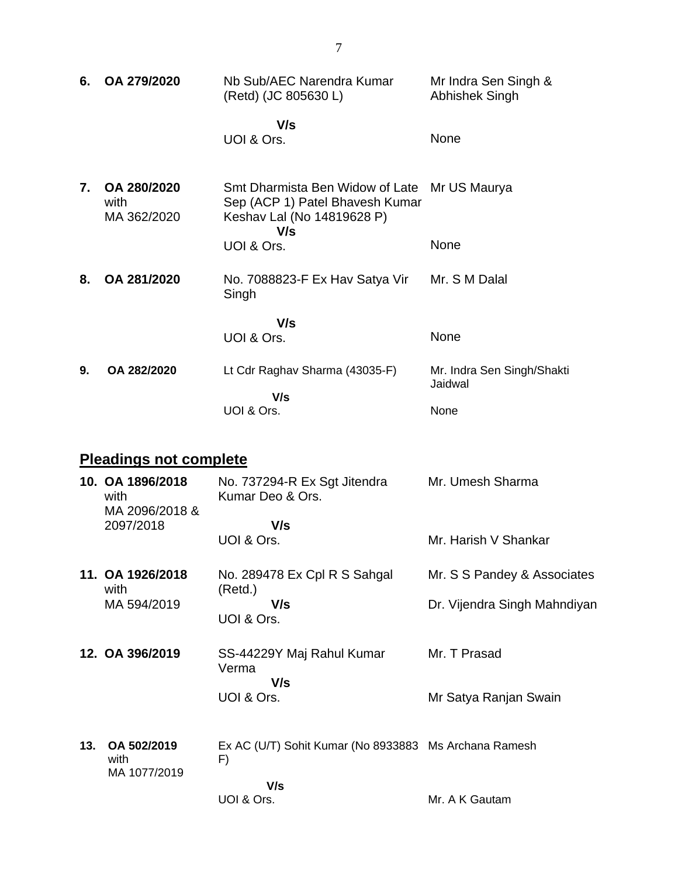| | | | |
|---|---|---|---|
| **6.** | **OA 279/2020** | Nb Sub/AEC Narendra Kumar (Retd) (JC 805630 L) | Mr Indra Sen Singh & Abhishek Singh |
| | | **V/s** | |
| | | UOI & Ors. | None |
| **7.** | **OA 280/2020** with MA 362/2020 | Smt Dharmista Ben Widow of Late Sep (ACP 1) Patel Bhavesh Kumar Keshav Lal (No 14819628 P) | Mr US Maurya |
| | | **V/s** | |
| | | UOI & Ors. | None |
| **8.** | **OA 281/2020** | No. 7088823-F Ex Hav Satya Vir Singh | Mr. S M Dalal |
| | | **V/s** | |
| | | UOI & Ors. | None |
| **9.** | **OA 282/2020** | Lt Cdr Raghav Sharma (43035-F) | Mr. Indra Sen Singh/Shakti Jaidwal |
| | | **V/s** | |
| | | UOI & Ors. | None |

## Pleadings not complete

| | | | |
|---|---|---|---|
| **10.** | **OA 1896/2018** with MA 2096/2018 & 2097/2018 | No. 737294-R Ex Sgt Jitendra Kumar Deo & Ors. | Mr. Umesh Sharma |
| | | **V/s** | |
| | | UOI & Ors. | Mr. Harish V Shankar |
| **11.** | **OA 1926/2018** with MA 594/2019 | No. 289478 Ex Cpl R S Sahgal (Retd.) | Mr. S S Pandey & Associates |
| | | **V/s** | Dr. Vijendra Singh Mahndiyan |
| | | UOI & Ors. | |
| **12.** | **OA 396/2019** | SS-44229Y Maj Rahul Kumar Verma | Mr. T Prasad |
| | | **V/s** | |
| | | UOI & Ors. | Mr Satya Ranjan Swain |
| **13.** | **OA 502/2019** with MA 1077/2019 | Ex AC (U/T) Sohit Kumar (No 8933883 F) | Ms Archana Ramesh |
| | | **V/s** | |
| | | UOI & Ors. | Mr. A K Gautam |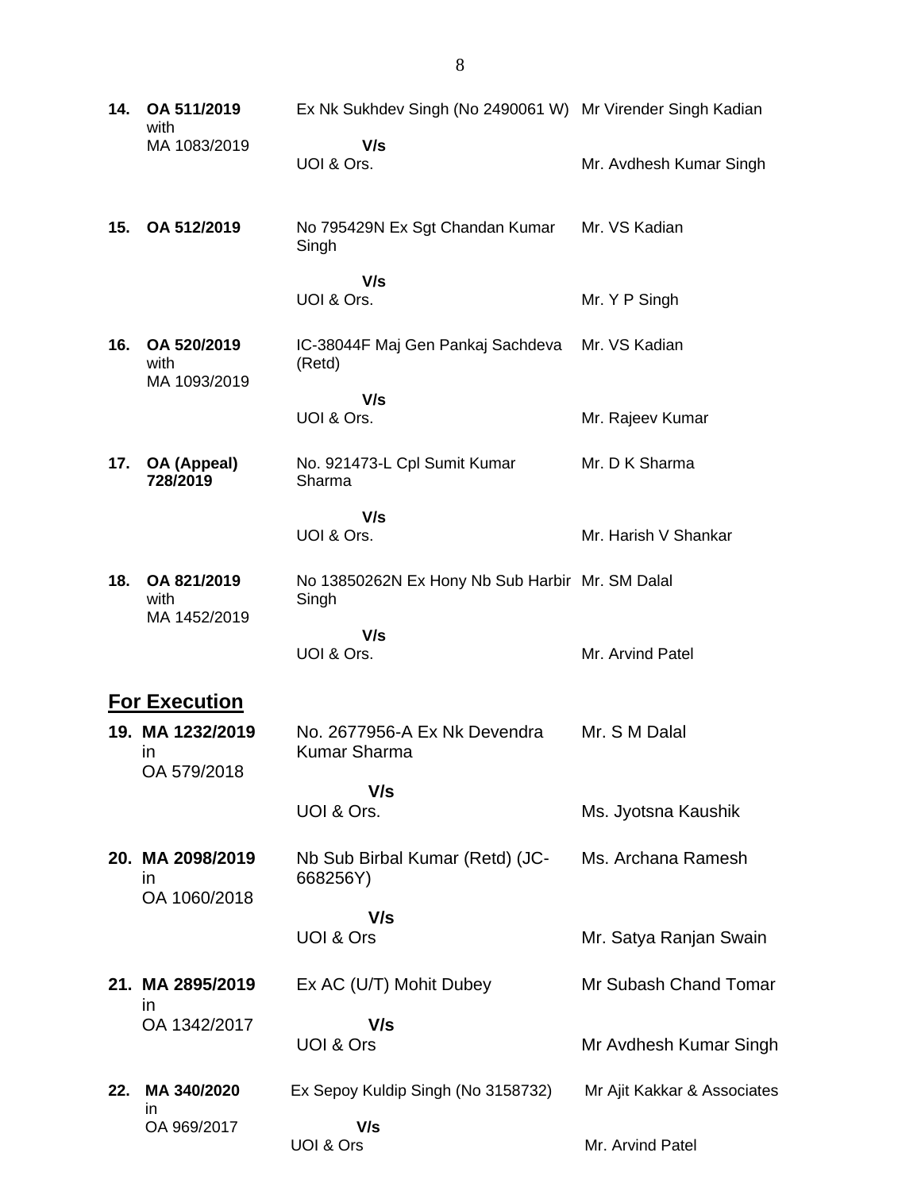| | | | |
|---|---|---|---|
| **14.** | **OA 511/2019** with MA 1083/2019 | Ex Nk Sukhdev Singh (No 2490061 W) **V/s** UOI & Ors. | Mr Virender Singh Kadian<br>Mr. Avdhesh Kumar Singh |
| **15.** | **OA 512/2019** | No 795429N Ex Sgt Chandan Kumar Singh **V/s** UOI & Ors. | Mr. VS Kadian<br>Mr. Y P Singh |
| **16.** | **OA 520/2019** with MA 1093/2019 | IC-38044F Maj Gen Pankaj Sachdeva (Retd) **V/s** UOI & Ors. | Mr. VS Kadian<br>Mr. Rajeev Kumar |
| **17.** | **OA (Appeal) 728/2019** | No. 921473-L Cpl Sumit Kumar Sharma **V/s** UOI & Ors. | Mr. D K Sharma<br>Mr. Harish V Shankar |
| **18.** | **OA 821/2019** with MA 1452/2019 | No 13850262N Ex Hony Nb Sub Harbir Singh **V/s** UOI & Ors. | Mr. SM Dalal<br>Mr. Arvind Patel |

## <u>For Execution</u>

| | | | |
|---|---|---|---|
| **19.** | **MA 1232/2019** in OA 579/2018 | No. 2677956-A Ex Nk Devendra Kumar Sharma **V/s** UOI & Ors. | Mr. S M Dalal<br>Ms. Jyotsna Kaushik |
| **20.** | **MA 2098/2019** in OA 1060/2018 | Nb Sub Birbal Kumar (Retd) (JC-668256Y) **V/s** UOI & Ors | Ms. Archana Ramesh<br>Mr. Satya Ranjan Swain |
| **21.** | **MA 2895/2019** in OA 1342/2017 | Ex AC (U/T) Mohit Dubey **V/s** UOI & Ors | Mr Subash Chand Tomar<br>Mr Avdhesh Kumar Singh |
| **22.** | **MA 340/2020** in OA 969/2017 | Ex Sepoy Kuldip Singh (No 3158732) **V/s** UOI & Ors | Mr Ajit Kakkar & Associates<br>Mr. Arvind Patel |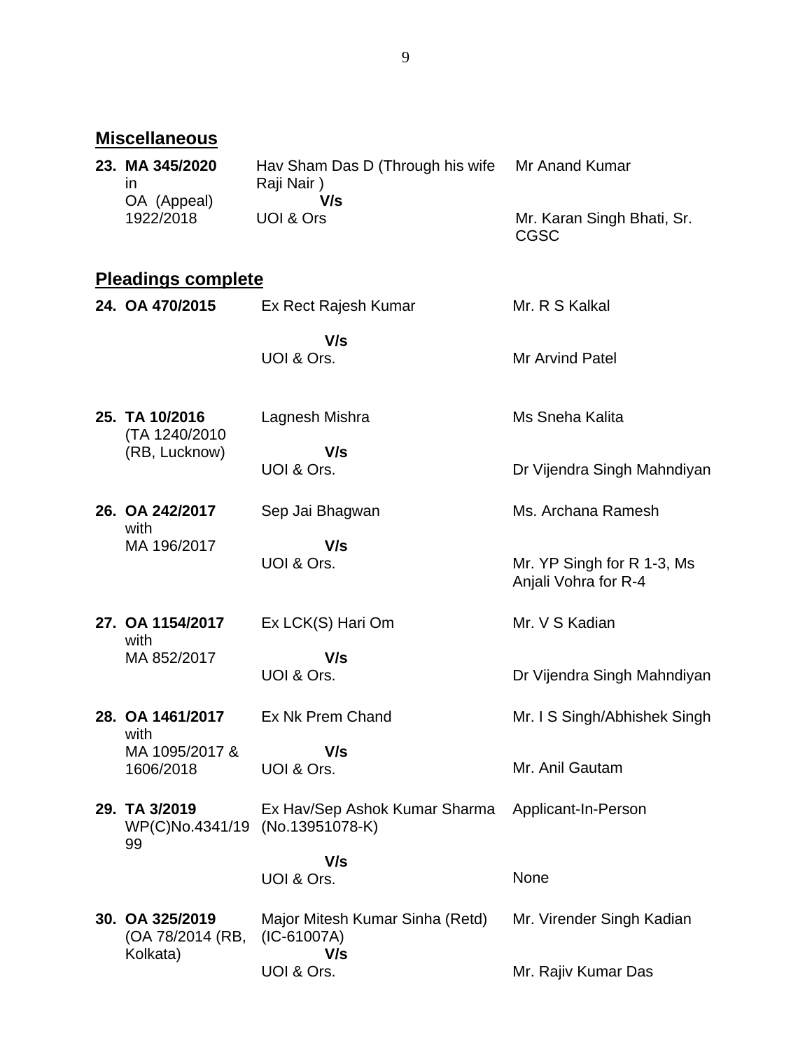## Miscellaneous

| | | |
|---|---|---|
| **23. MA 345/2020** in OA (Appeal) 1922/2018 | Hav Sham Das D (Through his wife Raji Nair ) **V/s** UOI & Ors | Mr Anand Kumar<br><br>Mr. Karan Singh Bhati, Sr. CGSC |

## Pleadings complete

| | | |
|---|---|---|
| **24. OA 470/2015** | Ex Rect Rajesh Kumar<br>**V/s**<br>UOI & Ors. | Mr. R S Kalkal<br><br>Mr Arvind Patel |
| **25. TA 10/2016** (TA 1240/2010 (RB, Lucknow) | Lagnesh Mishra<br>**V/s**<br>UOI & Ors. | Ms Sneha Kalita<br><br>Dr Vijendra Singh Mahndiyan |
| **26. OA 242/2017** with MA 196/2017 | Sep Jai Bhagwan<br>**V/s**<br>UOI & Ors. | Ms. Archana Ramesh<br><br>Mr. YP Singh for R 1-3, Ms Anjali Vohra for R-4 |
| **27. OA 1154/2017** with MA 852/2017 | Ex LCK(S) Hari Om<br>**V/s**<br>UOI & Ors. | Mr. V S Kadian<br><br>Dr Vijendra Singh Mahndiyan |
| **28. OA 1461/2017** with MA 1095/2017 & 1606/2018 | Ex Nk Prem Chand<br>**V/s**<br>UOI & Ors. | Mr. I S Singh/Abhishek Singh<br><br>Mr. Anil Gautam |
| **29. TA 3/2019** WP(C)No.4341/1999 | Ex Hav/Sep Ashok Kumar Sharma (No.13951078-K)<br>**V/s**<br>UOI & Ors. | Applicant-In-Person<br><br>None |
| **30. OA 325/2019** (OA 78/2014 (RB, Kolkata) | Major Mitesh Kumar Sinha (Retd) (IC-61007A)<br>**V/s**<br>UOI & Ors. | Mr. Virender Singh Kadian<br><br>Mr. Rajiv Kumar Das |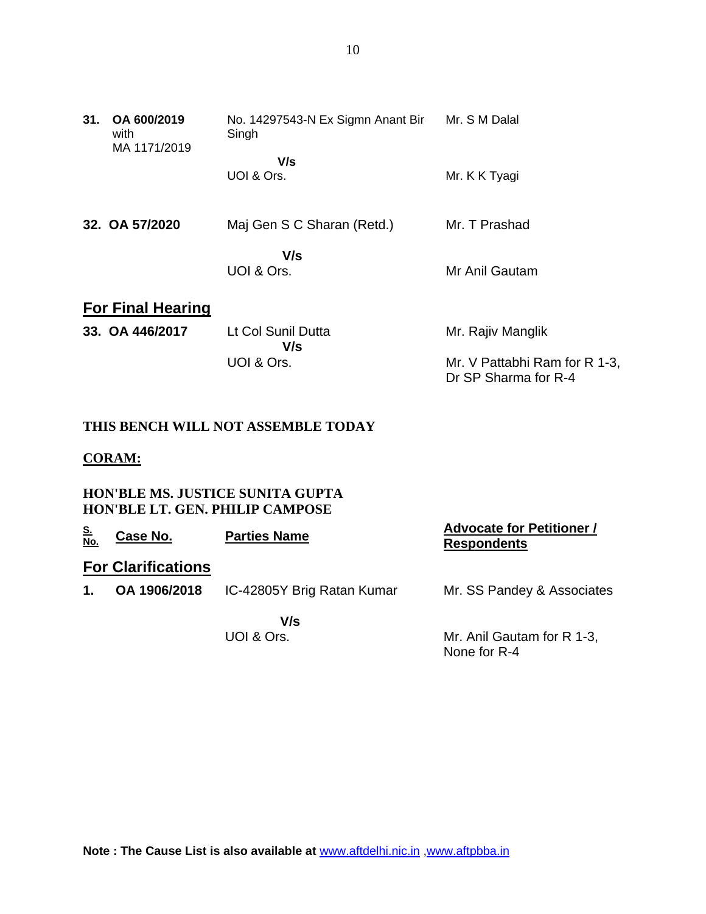| | | | |
|---|---|---|---|
| **31.** | **OA 600/2019** with MA 1171/2019 | No. 14297543-N Ex Sigmn Anant Bir Singh **V/s** UOI & Ors. | Mr. S M Dalal<br><br>Mr. K K Tyagi |
| **32.** | **OA 57/2020** | Maj Gen S C Sharan (Retd.) **V/s** UOI & Ors. | Mr. T Prashad<br><br>Mr Anil Gautam |

## For Final Hearing

| | | | |
|---|---|---|---|
| **33.** | **OA 446/2017** | Lt Col Sunil Dutta **V/s** UOI & Ors. | Mr. Rajiv Manglik<br><br>Mr. V Pattabhi Ram for R 1-3, Dr SP Sharma for R-4 |

**THIS BENCH WILL NOT ASSEMBLE TODAY**

**CORAM:**

**HON'BLE MS. JUSTICE SUNITA GUPTA**
**HON'BLE LT. GEN. PHILIP CAMPOSE**

| S. No. | Case No. | Parties Name | Advocate for Petitioner / Respondents |
|---|---|---|---|
| **For Clarifications** | | | |
| **1.** | **OA 1906/2018** | IC-42805Y Brig Ratan Kumar **V/s** UOI & Ors. | Mr. SS Pandey & Associates<br><br>Mr. Anil Gautam for R 1-3, None for R-4 |

**Note : The Cause List is also available at** www.aftdelhi.nic.in ,www.aftpbba.in